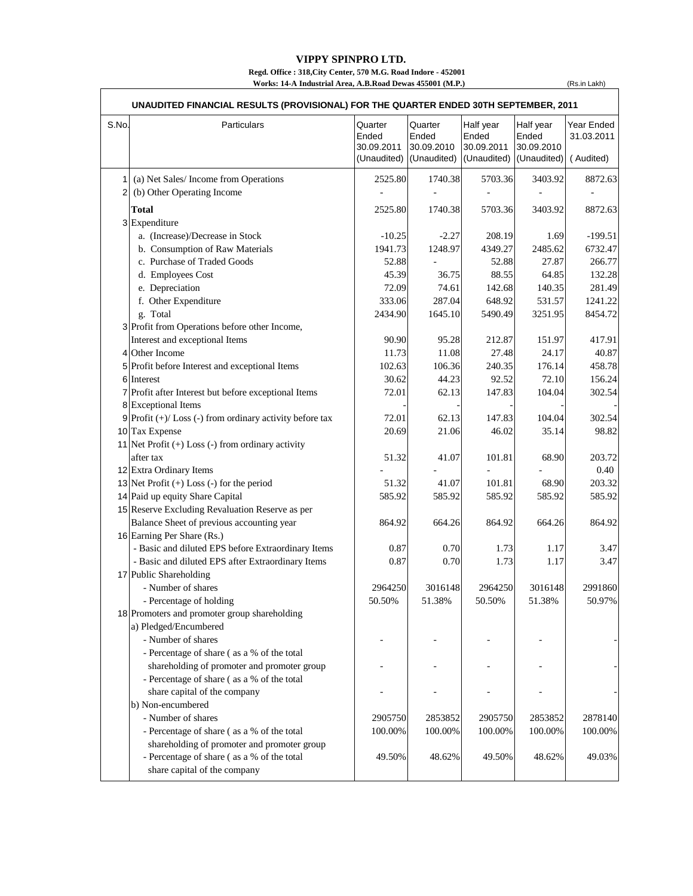# VIPPY SPINPRO LTD.

**Regd. Office : 318,City Center, 570 M.G. Road Indore - 452001**

**Works: 14-A Industrial Area, A.B.Road Dewas 455001 (M.P.)**

(Rs.in Lakh)

## UNAUDITED FINANCIAL RESULTS (PROVISIONAL) FOR THE QUARTER ENDED 30TH SEPTEMBER, 2011

| S.No. | Particulars | Quarter Ended 30.09.2011 (Unaudited) | Quarter Ended 30.09.2010 (Unaudited) | Half year Ended 30.09.2011 (Unaudited) | Half year Ended 30.09.2010 (Unaudited) | Year Ended 31.03.2011 ( Audited) |
|---|---|---|---|---|---|---|
| 1 | (a) Net Sales/ Income from Operations | 2525.80 | 1740.38 | 5703.36 | 3403.92 | 8872.63 |
| 2 | (b) Other Operating Income | - | - | - | - | - |
| | **Total** | 2525.80 | 1740.38 | 5703.36 | 3403.92 | 8872.63 |
| 3 | Expenditure | | | | | |
| | a. (Increase)/Decrease in Stock | -10.25 | -2.27 | 208.19 | 1.69 | -199.51 |
| | b. Consumption of Raw Materials | 1941.73 | 1248.97 | 4349.27 | 2485.62 | 6732.47 |
| | c. Purchase of Traded Goods | 52.88 | - | 52.88 | 27.87 | 266.77 |
| | d. Employees Cost | 45.39 | 36.75 | 88.55 | 64.85 | 132.28 |
| | e. Depreciation | 72.09 | 74.61 | 142.68 | 140.35 | 281.49 |
| | f. Other Expenditure | 333.06 | 287.04 | 648.92 | 531.57 | 1241.22 |
| | g. Total | 2434.90 | 1645.10 | 5490.49 | 3251.95 | 8454.72 |
| 3 | Profit from Operations before other Income, Interest and exceptional Items | 90.90 | 95.28 | 212.87 | 151.97 | 417.91 |
| 4 | Other Income | 11.73 | 11.08 | 27.48 | 24.17 | 40.87 |
| 5 | Profit before Interest and exceptional Items | 102.63 | 106.36 | 240.35 | 176.14 | 458.78 |
| 6 | Interest | 30.62 | 44.23 | 92.52 | 72.10 | 156.24 |
| 7 | Profit after Interest but before exceptional Items | 72.01 | 62.13 | 147.83 | 104.04 | 302.54 |
| 8 | Exceptional Items | - | - | - | - | - |
| 9 | Profit (+)/ Loss (-) from ordinary activity before tax | 72.01 | 62.13 | 147.83 | 104.04 | 302.54 |
| 10 | Tax Expense | 20.69 | 21.06 | 46.02 | 35.14 | 98.82 |
| 11 | Net Profit (+) Loss (-) from ordinary activity after tax | 51.32 | 41.07 | 101.81 | 68.90 | 203.72 |
| 12 | Extra Ordinary Items | - | - | - | - | 0.40 |
| 13 | Net Profit (+) Loss (-) for the period | 51.32 | 41.07 | 101.81 | 68.90 | 203.32 |
| 14 | Paid up equity Share Capital | 585.92 | 585.92 | 585.92 | 585.92 | 585.92 |
| 15 | Reserve Excluding Revaluation Reserve as per Balance Sheet of previous accounting year | 864.92 | 664.26 | 864.92 | 664.26 | 864.92 |
| 16 | Earning Per Share (Rs.) | | | | | |
| | - Basic and diluted EPS before Extraordinary Items | 0.87 | 0.70 | 1.73 | 1.17 | 3.47 |
| | - Basic and diluted EPS after Extraordinary Items | 0.87 | 0.70 | 1.73 | 1.17 | 3.47 |
| 17 | Public Shareholding | | | | | |
| | - Number of shares | 2964250 | 3016148 | 2964250 | 3016148 | 2991860 |
| | - Percentage of holding | 50.50% | 51.38% | 50.50% | 51.38% | 50.97% |
| 18 | Promoters and promoter group shareholding | | | | | |
| | a) Pledged/Encumbered | | | | | |
| | - Number of shares | - | - | - | - | - |
| | - Percentage of share ( as a % of the total shareholding of promoter and promoter group | - | - | - | - | - |
| | - Percentage of share ( as a % of the total share capital of the company | - | - | - | - | - |
| | b) Non-encumbered | | | | | |
| | - Number of shares | 2905750 | 2853852 | 2905750 | 2853852 | 2878140 |
| | - Percentage of share ( as a % of the total shareholding of promoter and promoter group | 100.00% | 100.00% | 100.00% | 100.00% | 100.00% |
| | - Percentage of share ( as a % of the total share capital of the company | 49.50% | 48.62% | 49.50% | 48.62% | 49.03% |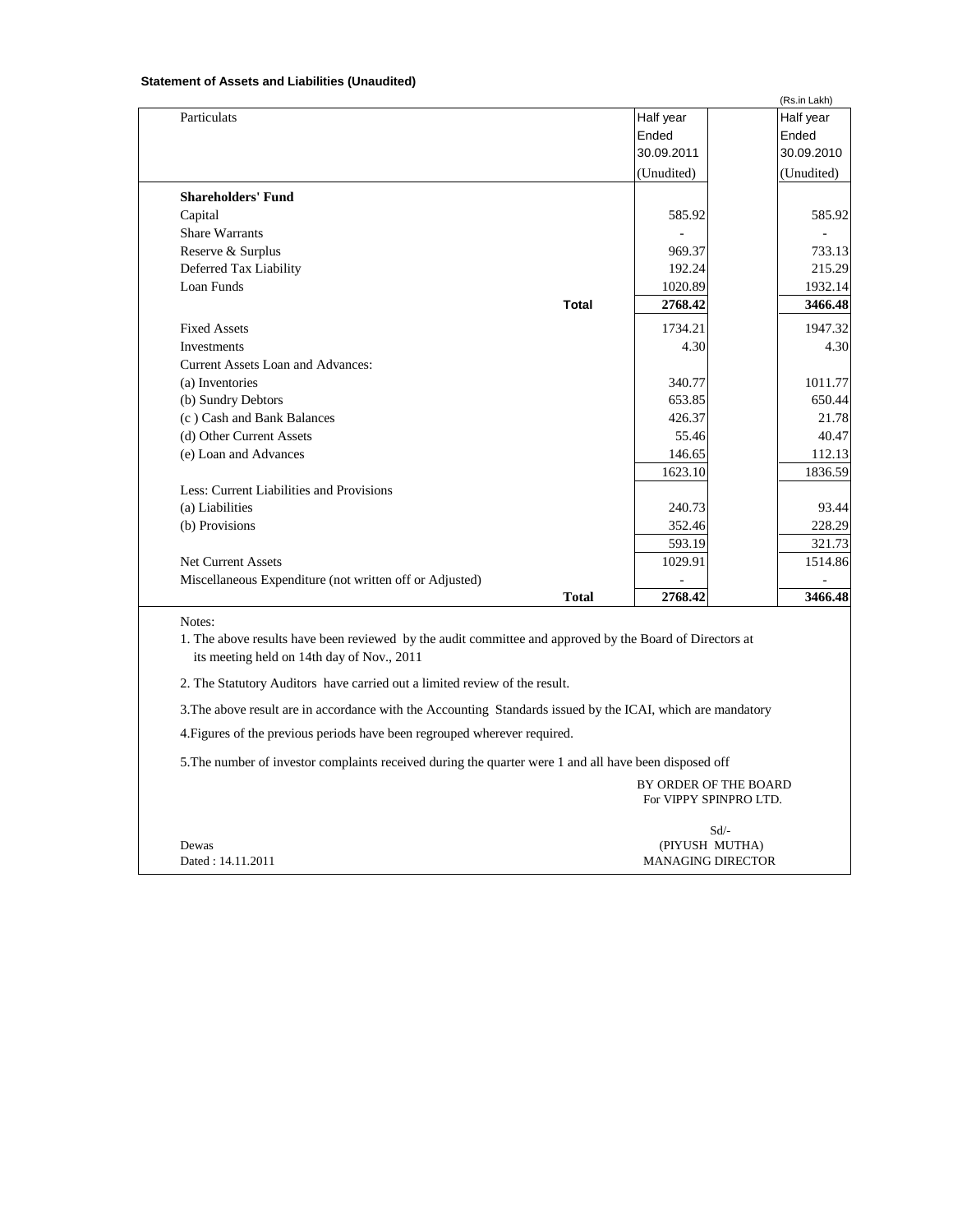**Statement of Assets and Liabilities (Unaudited)**

(Rs.in Lakh)

| Particulats | Half year Ended 30.09.2011 (Unudited) | Half year Ended 30.09.2010 (Unudited) |
|---|---|---|
| **Shareholders' Fund** | | |
| Capital | 585.92 | 585.92 |
| Share Warrants | - | - |
| Reserve & Surplus | 969.37 | 733.13 |
| Deferred Tax Liability | 192.24 | 215.29 |
| Loan Funds | 1020.89 | 1932.14 |
| **Total** | **2768.42** | **3466.48** |
| Fixed Assets | 1734.21 | 1947.32 |
| Investments | 4.30 | 4.30 |
| Current Assets Loan and Advances: | | |
| (a) Inventories | 340.77 | 1011.77 |
| (b) Sundry Debtors | 653.85 | 650.44 |
| (c ) Cash and Bank Balances | 426.37 | 21.78 |
| (d) Other Current Assets | 55.46 | 40.47 |
| (e) Loan and Advances | 146.65 | 112.13 |
| | 1623.10 | 1836.59 |
| Less: Current Liabilities and Provisions | | |
| (a) Liabilities | 240.73 | 93.44 |
| (b) Provisions | 352.46 | 228.29 |
| | 593.19 | 321.73 |
| Net Current Assets | 1029.91 | 1514.86 |
| Miscellaneous Expenditure (not written off or Adjusted) | - | - |
| **Total** | **2768.42** | **3466.48** |

Notes:

1. The above results have been reviewed by the audit committee and approved by the Board of Directors at its meeting held on 14th day of Nov., 2011

2. The Statutory Auditors have carried out a limited review of the result.

3.The above result are in accordance with the Accounting Standards issued by the ICAI, which are mandatory

4.Figures of the previous periods have been regrouped wherever required.

5.The number of investor complaints received during the quarter were 1 and all have been disposed off

BY ORDER OF THE BOARD
For VIPPY SPINPRO LTD.

Sd/-
(PIYUSH MUTHA)
MANAGING DIRECTOR

Dewas
Dated : 14.11.2011